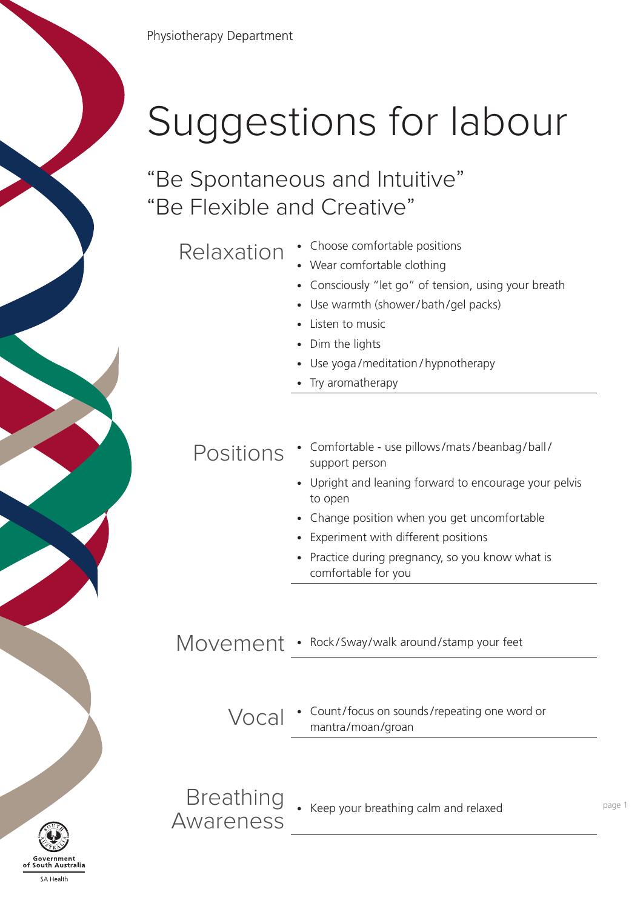Physiotherapy Department

# Suggestions for labour

## "Be Spontaneous and Intuitive"
## "Be Flexible and Creative"

### Relaxation

- Choose comfortable positions
- Wear comfortable clothing
- Consciously "let go" of tension, using your breath
- Use warmth (shower/bath/gel packs)
- Listen to music
- Dim the lights
- Use yoga/meditation/hypnotherapy
- Try aromatherapy

### Positions

- Comfortable - use pillows/mats/beanbag/ball/support person
- Upright and leaning forward to encourage your pelvis to open
- Change position when you get uncomfortable
- Experiment with different positions
- Practice during pregnancy, so you know what is comfortable for you

### Movement

- Rock/Sway/walk around/stamp your feet

### Vocal

- Count/focus on sounds/repeating one word or mantra/moan/groan

### Breathing Awareness

- Keep your breathing calm and relaxed

Government of South Australia
SA Health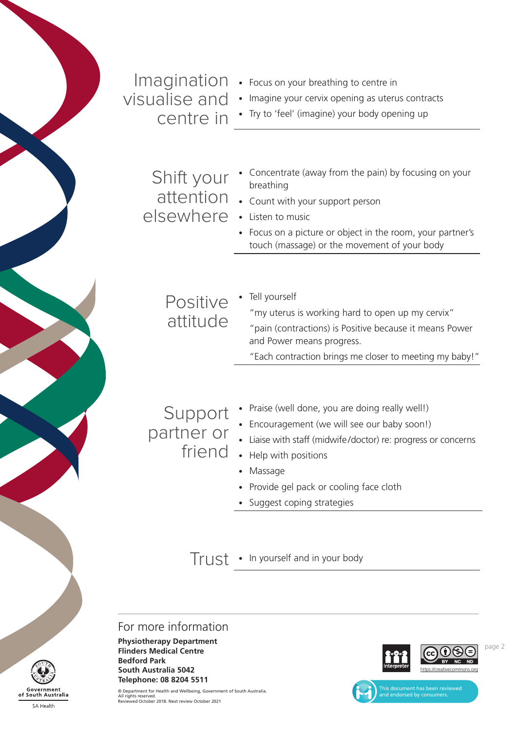## Imagination visualise and centre in

- Focus on your breathing to centre in
- Imagine your cervix opening as uterus contracts
- Try to 'feel' (imagine) your body opening up

## Shift your attention elsewhere

- Concentrate (away from the pain) by focusing on your breathing
- Count with your support person
- Listen to music
- Focus on a picture or object in the room, your partner's touch (massage) or the movement of your body

## Positive attitude

- Tell yourself

  "my uterus is working hard to open up my cervix"

  "pain (contractions) is Positive because it means Power and Power means progress.

  "Each contraction brings me closer to meeting my baby!"

## Support partner or friend

- Praise (well done, you are doing really well!)
- Encouragement (we will see our baby soon!)
- Liaise with staff (midwife/doctor) re: progress or concerns
- Help with positions
- Massage
- Provide gel pack or cooling face cloth
- Suggest coping strategies

## Trust

- In yourself and in your body

## For more information

**Physiotherapy Department**
**Flinders Medical Centre**
**Bedford Park**
**South Australia 5042**
**Telephone: 08 8204 5511**

© Department for Health and Wellbeing, Government of South Australia.
All rights reserved.
Reviewed October 2018. Next review October 2021

Interpreter

https://creativecommons.org

This document has been reviewed and endorsed by consumers.

Government of South Australia
SA Health